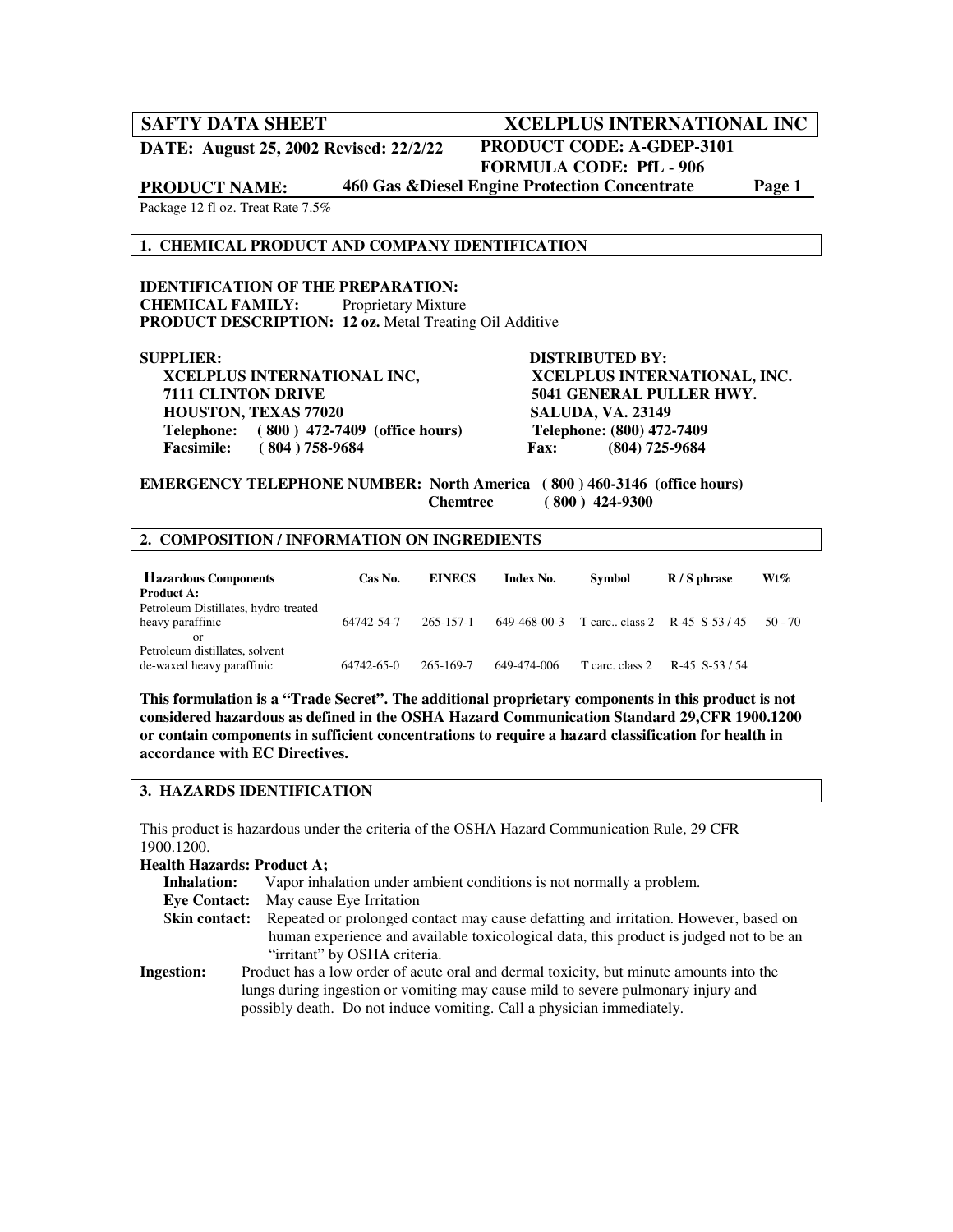**SAFTY DATA SHEET** **XCELPLUS INTERNATIONAL INC**

**DATE: August 25, 2002 Revised: 22/2/22** **PRODUCT CODE: A-GDEP-3101**
**FORMULA CODE: PfL - 906**

**PRODUCT NAME:** **460 Gas &Diesel Engine Protection Concentrate**

Package 12 fl oz. Treat Rate 7.5%

## 1. CHEMICAL PRODUCT AND COMPANY IDENTIFICATION

**IDENTIFICATION OF THE PREPARATION:**
**CHEMICAL FAMILY:** Proprietary Mixture
**PRODUCT DESCRIPTION: 12 oz.** Metal Treating Oil Additive

**SUPPLIER:**
**XCELPLUS INTERNATIONAL INC,**
**7111 CLINTON DRIVE**
**HOUSTON, TEXAS 77020**
**Telephone: ( 800 ) 472-7409 (office hours)**
**Facsimile: ( 804 ) 758-9684**

**DISTRIBUTED BY:**
**XCELPLUS INTERNATIONAL, INC.**
**5041 GENERAL PULLER HWY.**
**SALUDA, VA. 23149**
**Telephone: (800) 472-7409**
**Fax: (804) 725-9684**

**EMERGENCY TELEPHONE NUMBER: North America ( 800 ) 460-3146 (office hours)**
**Chemtrec ( 800 ) 424-9300**

## 2. COMPOSITION / INFORMATION ON INGREDIENTS

| **Hazardous Components** | **Cas No.** | **EINECS** | **Index No.** | **Symbol** | **R / S phrase** | **Wt%** |
|---|---|---|---|---|---|---|
| **Product A:** | | | | | | |
| Petroleum Distillates, hydro-treated heavy paraffinic | 64742-54-7 | 265-157-1 | 649-468-00-3 | T carc.. class 2 | R-45 S-53 / 45 | 50 - 70 |
| or | | | | | | |
| Petroleum distillates, solvent de-waxed heavy paraffinic | 64742-65-0 | 265-169-7 | 649-474-006 | T carc. class 2 | R-45 S-53 / 54 | |

**This formulation is a "Trade Secret". The additional proprietary components in this product is not considered hazardous as defined in the OSHA Hazard Communication Standard 29,CFR 1900.1200 or contain components in sufficient concentrations to require a hazard classification for health in accordance with EC Directives.**

## 3. HAZARDS IDENTIFICATION

This product is hazardous under the criteria of the OSHA Hazard Communication Rule, 29 CFR 1900.1200.

**Health Hazards: Product A;**

**Inhalation:** Vapor inhalation under ambient conditions is not normally a problem.

**Eye Contact:** May cause Eye Irritation

**Skin contact:** Repeated or prolonged contact may cause defatting and irritation. However, based on human experience and available toxicological data, this product is judged not to be an "irritant" by OSHA criteria.

**Ingestion:** Product has a low order of acute oral and dermal toxicity, but minute amounts into the lungs during ingestion or vomiting may cause mild to severe pulmonary injury and possibly death. Do not induce vomiting. Call a physician immediately.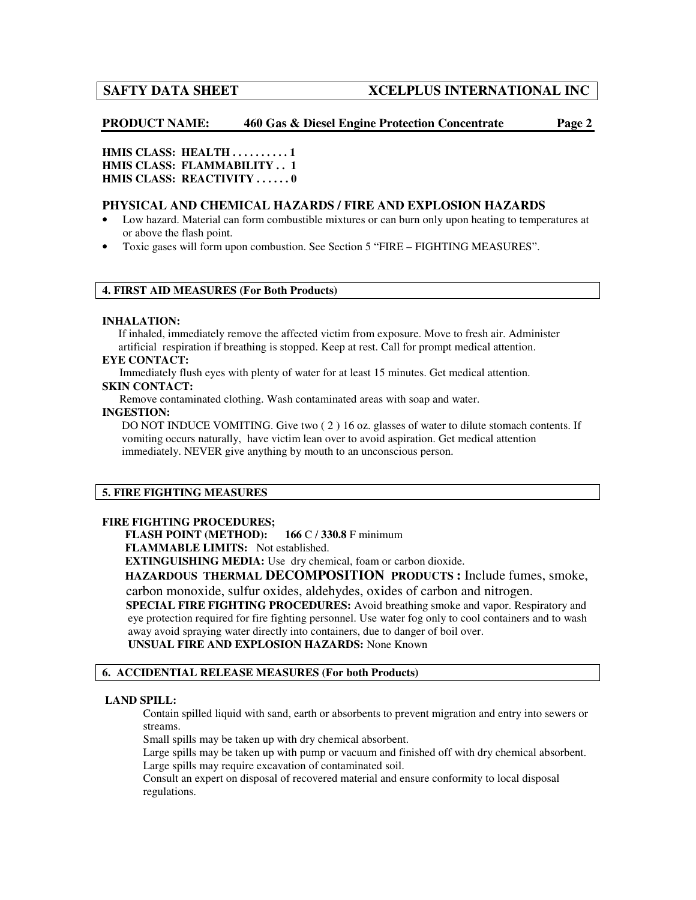**HMIS CLASS: HEALTH . . . . . . . . . . 1**
**HMIS CLASS: FLAMMABILITY . . 1**
**HMIS CLASS: REACTIVITY . . . . . . 0**

## PHYSICAL AND CHEMICAL HAZARDS / FIRE AND EXPLOSION HAZARDS

- Low hazard. Material can form combustible mixtures or can burn only upon heating to temperatures at or above the flash point.
- Toxic gases will form upon combustion. See Section 5 "FIRE – FIGHTING MEASURES".

## 4. FIRST AID MEASURES (For Both Products)

**INHALATION:**
If inhaled, immediately remove the affected victim from exposure. Move to fresh air. Administer artificial respiration if breathing is stopped. Keep at rest. Call for prompt medical attention.

**EYE CONTACT:**
Immediately flush eyes with plenty of water for at least 15 minutes. Get medical attention.

**SKIN CONTACT:**
Remove contaminated clothing. Wash contaminated areas with soap and water.

**INGESTION:**
DO NOT INDUCE VOMITING. Give two ( 2 ) 16 oz. glasses of water to dilute stomach contents. If vomiting occurs naturally, have victim lean over to avoid aspiration. Get medical attention immediately. NEVER give anything by mouth to an unconscious person.

## 5. FIRE FIGHTING MEASURES

**FIRE FIGHTING PROCEDURES;**

**FLASH POINT (METHOD):** **166** C / **330.8** F minimum

**FLAMMABLE LIMITS:** Not established.

**EXTINGUISHING MEDIA:** Use dry chemical, foam or carbon dioxide.

**HAZARDOUS THERMAL DECOMPOSITION PRODUCTS :** Include fumes, smoke, carbon monoxide, sulfur oxides, aldehydes, oxides of carbon and nitrogen.

**SPECIAL FIRE FIGHTING PROCEDURES:** Avoid breathing smoke and vapor. Respiratory and eye protection required for fire fighting personnel. Use water fog only to cool containers and to wash away avoid spraying water directly into containers, due to danger of boil over.

**UNUSUAL FIRE AND EXPLOSION HAZARDS:** None Known

## 6. ACCIDENTAL RELEASE MEASURES (For both Products)

**LAND SPILL:**

Contain spilled liquid with sand, earth or absorbents to prevent migration and entry into sewers or streams.

Small spills may be taken up with dry chemical absorbent.

Large spills may be taken up with pump or vacuum and finished off with dry chemical absorbent.

Large spills may require excavation of contaminated soil.

Consult an expert on disposal of recovered material and ensure conformity to local disposal regulations.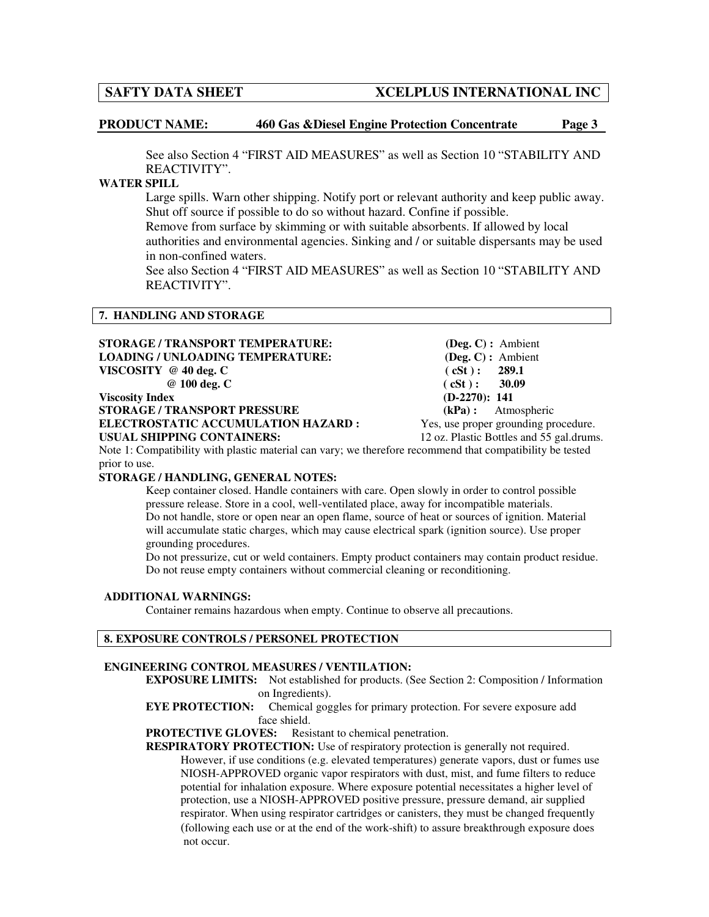See also Section 4 "FIRST AID MEASURES" as well as Section 10 "STABILITY AND REACTIVITY".

**WATER SPILL**

Large spills. Warn other shipping. Notify port or relevant authority and keep public away. Shut off source if possible to do so without hazard. Confine if possible.

Remove from surface by skimming or with suitable absorbents. If allowed by local authorities and environmental agencies. Sinking and / or suitable dispersants may be used in non-confined waters.

See also Section 4 "FIRST AID MEASURES" as well as Section 10 "STABILITY AND REACTIVITY".

## 7. HANDLING AND STORAGE

**STORAGE / TRANSPORT TEMPERATURE:** **(Deg. C) :** Ambient
**LOADING / UNLOADING TEMPERATURE:** **(Deg. C) :** Ambient
**VISCOSITY @ 40 deg. C** **( cSt ) : 289.1**
**@ 100 deg. C** **( cSt ) : 30.09**
**Viscosity Index** **(D-2270): 141**
**STORAGE / TRANSPORT PRESSURE** **(kPa) :** Atmospheric
**ELECTROSTATIC ACCUMULATION HAZARD :** Yes, use proper grounding procedure.
**USUAL SHIPPING CONTAINERS:** 12 oz. Plastic Bottles and 55 gal.drums.

Note 1: Compatibility with plastic material can vary; we therefore recommend that compatibility be tested prior to use.

**STORAGE / HANDLING, GENERAL NOTES:**

Keep container closed. Handle containers with care. Open slowly in order to control possible pressure release. Store in a cool, well-ventilated place, away for incompatible materials.

Do not handle, store or open near an open flame, source of heat or sources of ignition. Material will accumulate static charges, which may cause electrical spark (ignition source). Use proper grounding procedures.

Do not pressurize, cut or weld containers. Empty product containers may contain product residue. Do not reuse empty containers without commercial cleaning or reconditioning.

**ADDITIONAL WARNINGS:**

Container remains hazardous when empty. Continue to observe all precautions.

## 8. EXPOSURE CONTROLS / PERSONEL PROTECTION

**ENGINEERING CONTROL MEASURES / VENTILATION:**

**EXPOSURE LIMITS:** Not established for products. (See Section 2: Composition / Information on Ingredients).

**EYE PROTECTION:** Chemical goggles for primary protection. For severe exposure add face shield.

**PROTECTIVE GLOVES:** Resistant to chemical penetration.

**RESPIRATORY PROTECTION:** Use of respiratory protection is generally not required. However, if use conditions (e.g. elevated temperatures) generate vapors, dust or fumes use NIOSH-APPROVED organic vapor respirators with dust, mist, and fume filters to reduce potential for inhalation exposure. Where exposure potential necessitates a higher level of protection, use a NIOSH-APPROVED positive pressure, pressure demand, air supplied respirator. When using respirator cartridges or canisters, they must be changed frequently (following each use or at the end of the work-shift) to assure breakthrough exposure does not occur.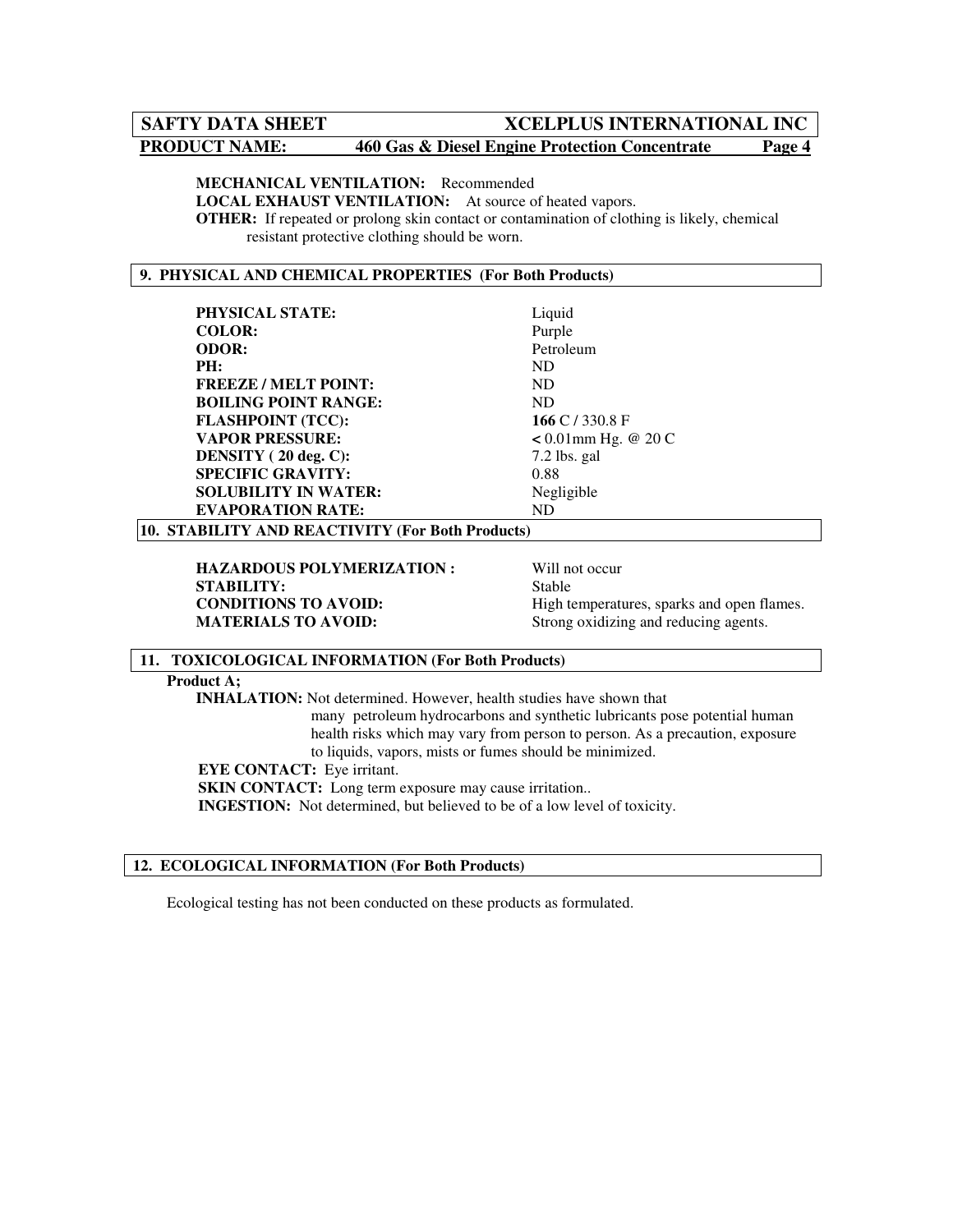**MECHANICAL VENTILATION:** Recommended
**LOCAL EXHAUST VENTILATION:** At source of heated vapors.
**OTHER:** If repeated or prolong skin contact or contamination of clothing is likely, chemical resistant protective clothing should be worn.

## 9. PHYSICAL AND CHEMICAL PROPERTIES (For Both Products)

| | |
|---|---|
| **PHYSICAL STATE:** | Liquid |
| **COLOR:** | Purple |
| **ODOR:** | Petroleum |
| **PH:** | ND |
| **FREEZE / MELT POINT:** | ND |
| **BOILING POINT RANGE:** | ND |
| **FLASHPOINT (TCC):** | **166** C / 330.8 F |
| **VAPOR PRESSURE:** | **<** 0.01mm Hg. @ 20 C |
| **DENSITY ( 20 deg. C):** | 7.2 lbs. gal |
| **SPECIFIC GRAVITY:** | 0.88 |
| **SOLUBILITY IN WATER:** | Negligible |
| **EVAPORATION RATE:** | ND |

## 10. STABILITY AND REACTIVITY (For Both Products)

| | |
|---|---|
| **HAZARDOUS POLYMERIZATION :** | Will not occur |
| **STABILITY:** | Stable |
| **CONDITIONS TO AVOID:** | High temperatures, sparks and open flames. |
| **MATERIALS TO AVOID:** | Strong oxidizing and reducing agents. |

## 11. TOXICOLOGICAL INFORMATION (For Both Products)

**Product A;**

**INHALATION:** Not determined. However, health studies have shown that many petroleum hydrocarbons and synthetic lubricants pose potential human health risks which may vary from person to person. As a precaution, exposure to liquids, vapors, mists or fumes should be minimized.

**EYE CONTACT:** Eye irritant.

**SKIN CONTACT:** Long term exposure may cause irritation..

**INGESTION:** Not determined, but believed to be of a low level of toxicity.

## 12. ECOLOGICAL INFORMATION (For Both Products)

Ecological testing has not been conducted on these products as formulated.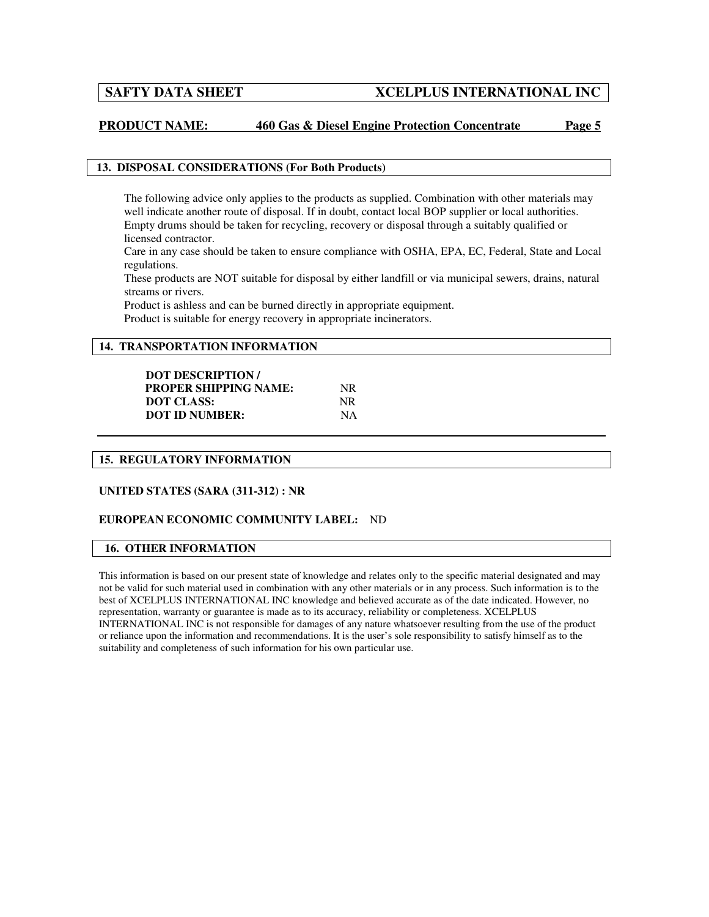## 13. DISPOSAL CONSIDERATIONS (For Both Products)

The following advice only applies to the products as supplied. Combination with other materials may well indicate another route of disposal. If in doubt, contact local BOP supplier or local authorities.
Empty drums should be taken for recycling, recovery or disposal through a suitably qualified or licensed contractor.
Care in any case should be taken to ensure compliance with OSHA, EPA, EC, Federal, State and Local regulations.
These products are NOT suitable for disposal by either landfill or via municipal sewers, drains, natural streams or rivers.
Product is ashless and can be burned directly in appropriate equipment.
Product is suitable for energy recovery in appropriate incinerators.

## 14. TRANSPORTATION INFORMATION

| | |
|---|---|
| **DOT DESCRIPTION / PROPER SHIPPING NAME:** | NR |
| **DOT CLASS:** | NR |
| **DOT ID NUMBER:** | NA |

## 15. REGULATORY INFORMATION

**UNITED STATES (SARA (311-312) : NR**

**EUROPEAN ECONOMIC COMMUNITY LABEL:** ND

## 16. OTHER INFORMATION

This information is based on our present state of knowledge and relates only to the specific material designated and may not be valid for such material used in combination with any other materials or in any process. Such information is to the best of XCELPLUS INTERNATIONAL INC knowledge and believed accurate as of the date indicated. However, no representation, warranty or guarantee is made as to its accuracy, reliability or completeness. XCELPLUS INTERNATIONAL INC is not responsible for damages of any nature whatsoever resulting from the use of the product or reliance upon the information and recommendations. It is the user's sole responsibility to satisfy himself as to the suitability and completeness of such information for his own particular use.